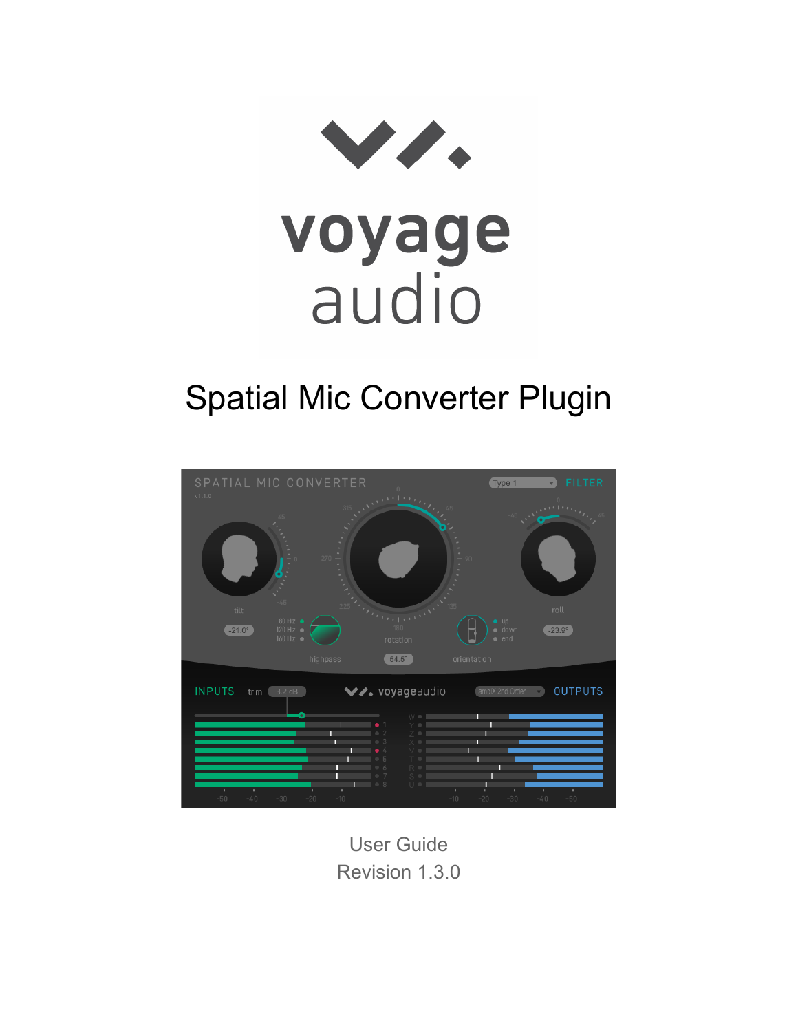# Spatial Mic Converter Plugin

User Guide

Revision 1.3.0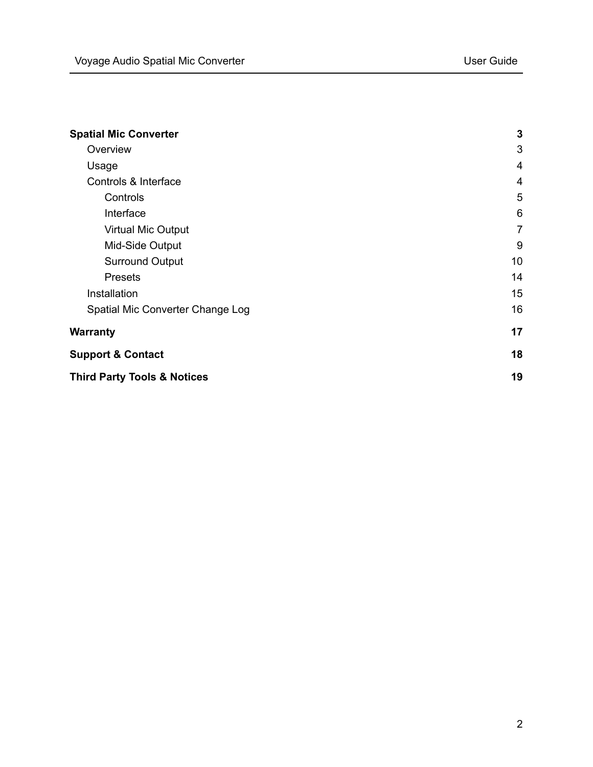| | |
|---|---|
| **Spatial Mic Converter** | **3** |
| Overview | 3 |
| Usage | 4 |
| Controls & Interface | 4 |
| Controls | 5 |
| Interface | 6 |
| Virtual Mic Output | 7 |
| Mid-Side Output | 9 |
| Surround Output | 10 |
| Presets | 14 |
| Installation | 15 |
| Spatial Mic Converter Change Log | 16 |
| **Warranty** | **17** |
| **Support & Contact** | **18** |
| **Third Party Tools & Notices** | **19** |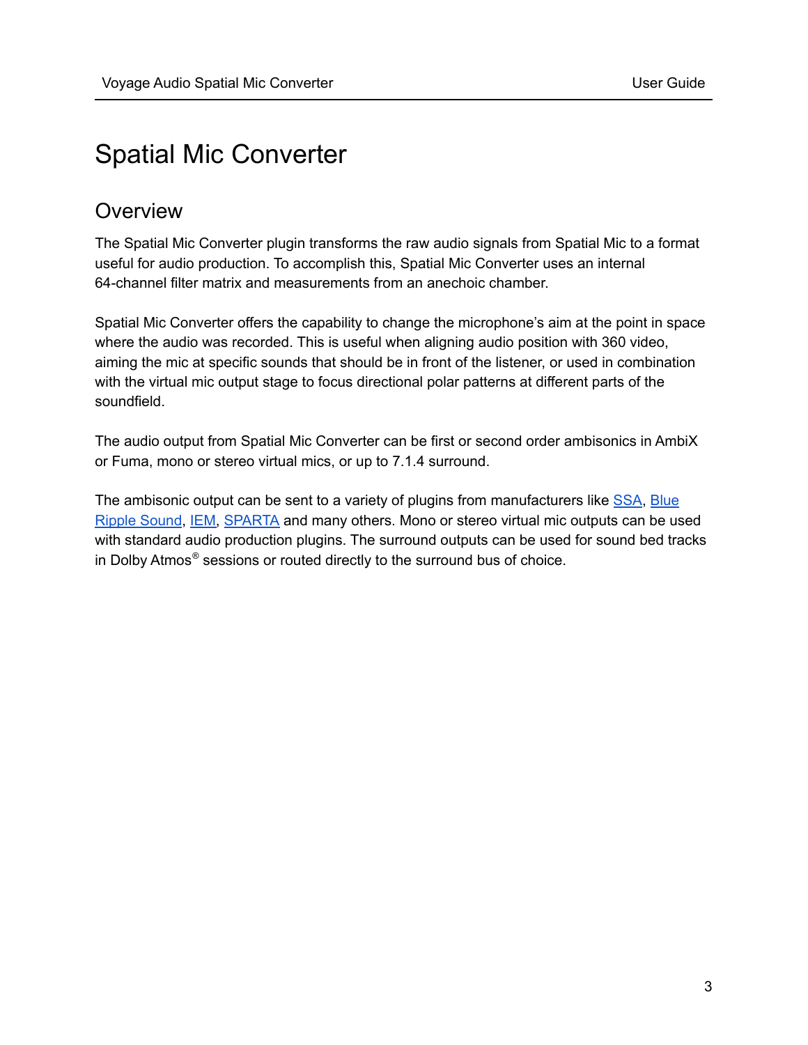# Spatial Mic Converter

## Overview

The Spatial Mic Converter plugin transforms the raw audio signals from Spatial Mic to a format useful for audio production. To accomplish this, Spatial Mic Converter uses an internal 64-channel filter matrix and measurements from an anechoic chamber.

Spatial Mic Converter offers the capability to change the microphone's aim at the point in space where the audio was recorded. This is useful when aligning audio position with 360 video, aiming the mic at specific sounds that should be in front of the listener, or used in combination with the virtual mic output stage to focus directional polar patterns at different parts of the soundfield.

The audio output from Spatial Mic Converter can be first or second order ambisonics in AmbiX or Fuma, mono or stereo virtual mics, or up to 7.1.4 surround.

The ambisonic output can be sent to a variety of plugins from manufacturers like SSA, Blue Ripple Sound, IEM, SPARTA and many others. Mono or stereo virtual mic outputs can be used with standard audio production plugins. The surround outputs can be used for sound bed tracks in Dolby Atmos® sessions or routed directly to the surround bus of choice.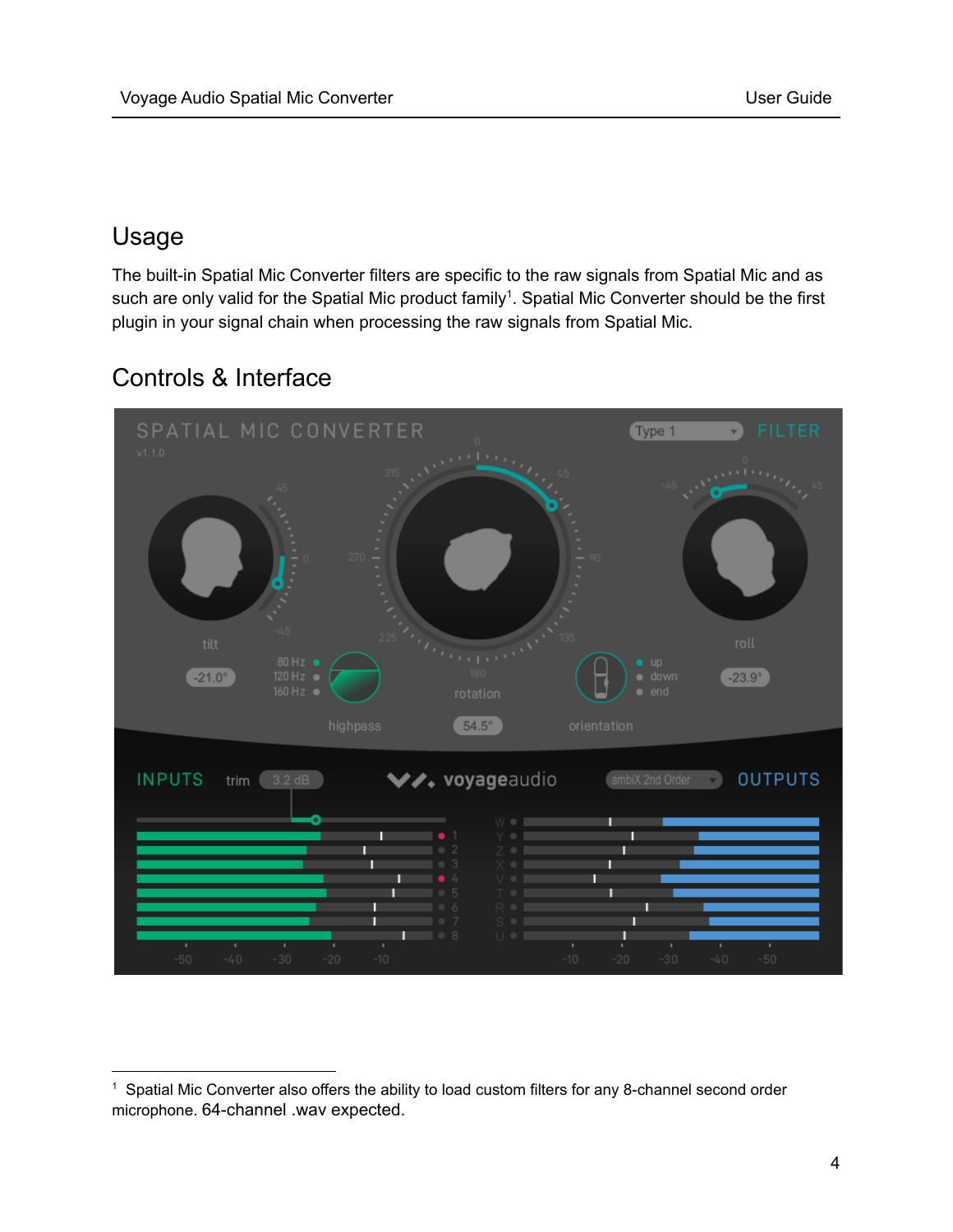# Usage

The built-in Spatial Mic Converter filters are specific to the raw signals from Spatial Mic and as such are only valid for the Spatial Mic product family[1]. Spatial Mic Converter should be the first plugin in your signal chain when processing the raw signals from Spatial Mic.

# Controls & Interface

---

[1] Spatial Mic Converter also offers the ability to load custom filters for any 8-channel second order microphone. 64-channel .wav expected.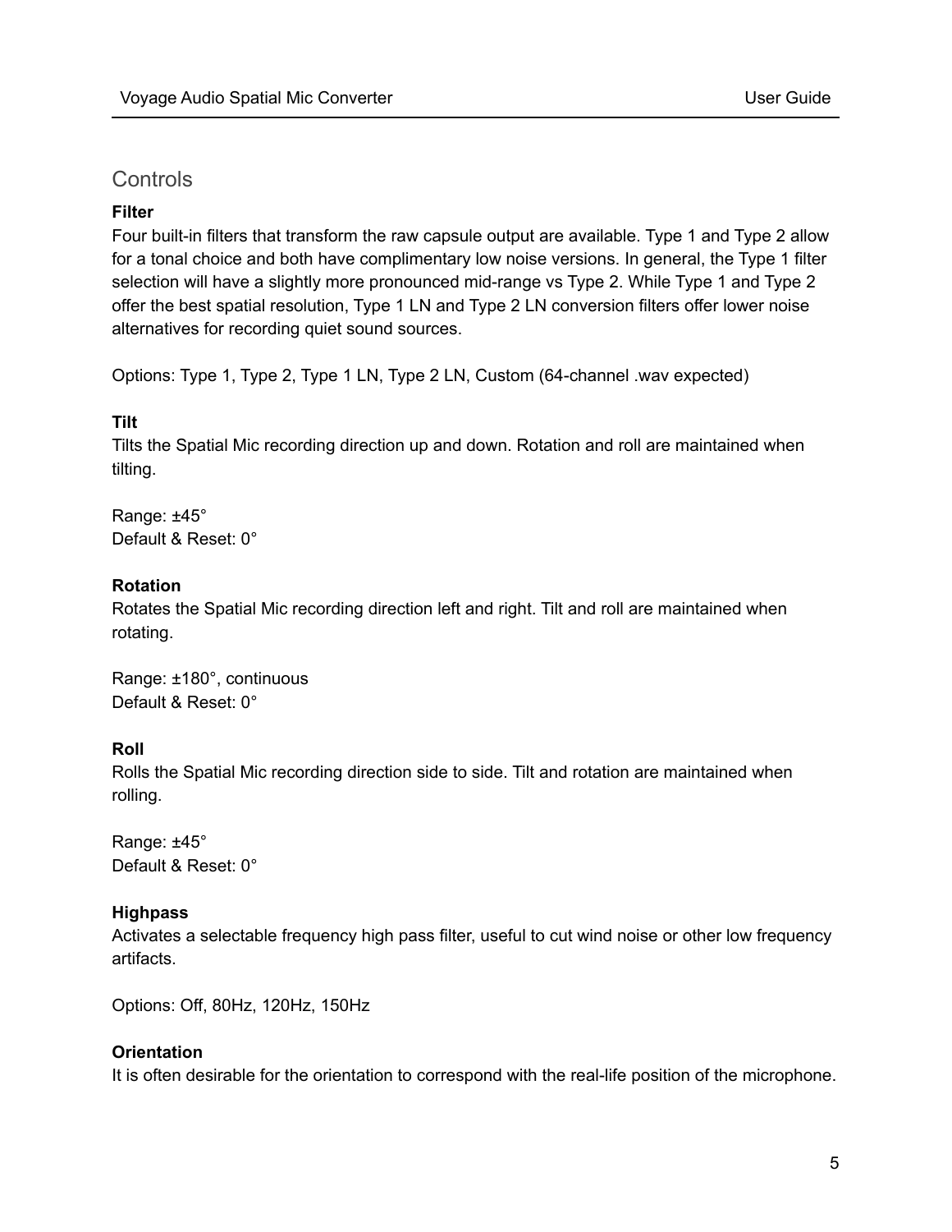## Controls

**Filter**
Four built-in filters that transform the raw capsule output are available. Type 1 and Type 2 allow for a tonal choice and both have complimentary low noise versions. In general, the Type 1 filter selection will have a slightly more pronounced mid-range vs Type 2. While Type 1 and Type 2 offer the best spatial resolution, Type 1 LN and Type 2 LN conversion filters offer lower noise alternatives for recording quiet sound sources.

Options: Type 1, Type 2, Type 1 LN, Type 2 LN, Custom (64-channel .wav expected)

**Tilt**
Tilts the Spatial Mic recording direction up and down. Rotation and roll are maintained when tilting.

Range: ±45°
Default & Reset: 0°

**Rotation**
Rotates the Spatial Mic recording direction left and right. Tilt and roll are maintained when rotating.

Range: ±180°, continuous
Default & Reset: 0°

**Roll**
Rolls the Spatial Mic recording direction side to side. Tilt and rotation are maintained when rolling.

Range: ±45°
Default & Reset: 0°

**Highpass**
Activates a selectable frequency high pass filter, useful to cut wind noise or other low frequency artifacts.

Options: Off, 80Hz, 120Hz, 150Hz

**Orientation**
It is often desirable for the orientation to correspond with the real-life position of the microphone.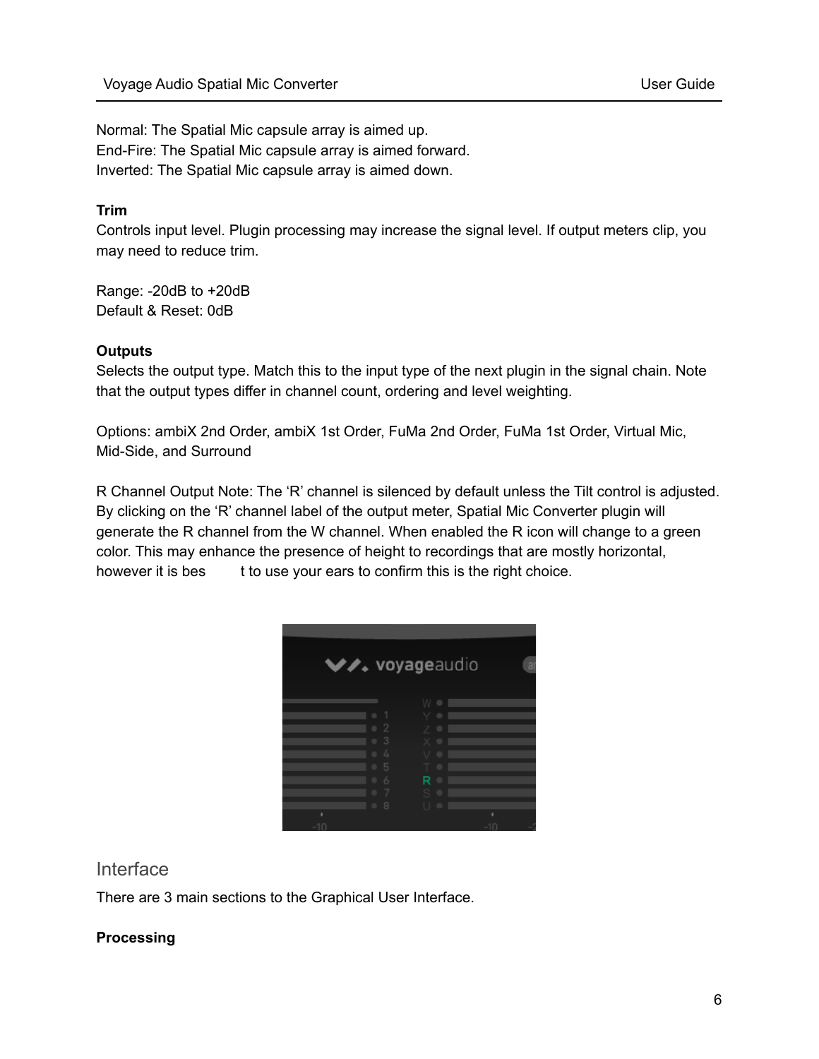Normal: The Spatial Mic capsule array is aimed up.
End-Fire: The Spatial Mic capsule array is aimed forward.
Inverted: The Spatial Mic capsule array is aimed down.

**Trim**
Controls input level. Plugin processing may increase the signal level. If output meters clip, you may need to reduce trim.

Range: -20dB to +20dB
Default & Reset: 0dB

**Outputs**
Selects the output type. Match this to the input type of the next plugin in the signal chain. Note that the output types differ in channel count, ordering and level weighting.

Options: ambiX 2nd Order, ambiX 1st Order, FuMa 2nd Order, FuMa 1st Order, Virtual Mic, Mid-Side, and Surround

R Channel Output Note: The ‘R’ channel is silenced by default unless the Tilt control is adjusted. By clicking on the ‘R’ channel label of the output meter, Spatial Mic Converter plugin will generate the R channel from the W channel. When enabled the R icon will change to a green color. This may enhance the presence of height to recordings that are mostly horizontal, however it is best to use your ears to confirm this is the right choice.

## Interface

There are 3 main sections to the Graphical User Interface.

**Processing**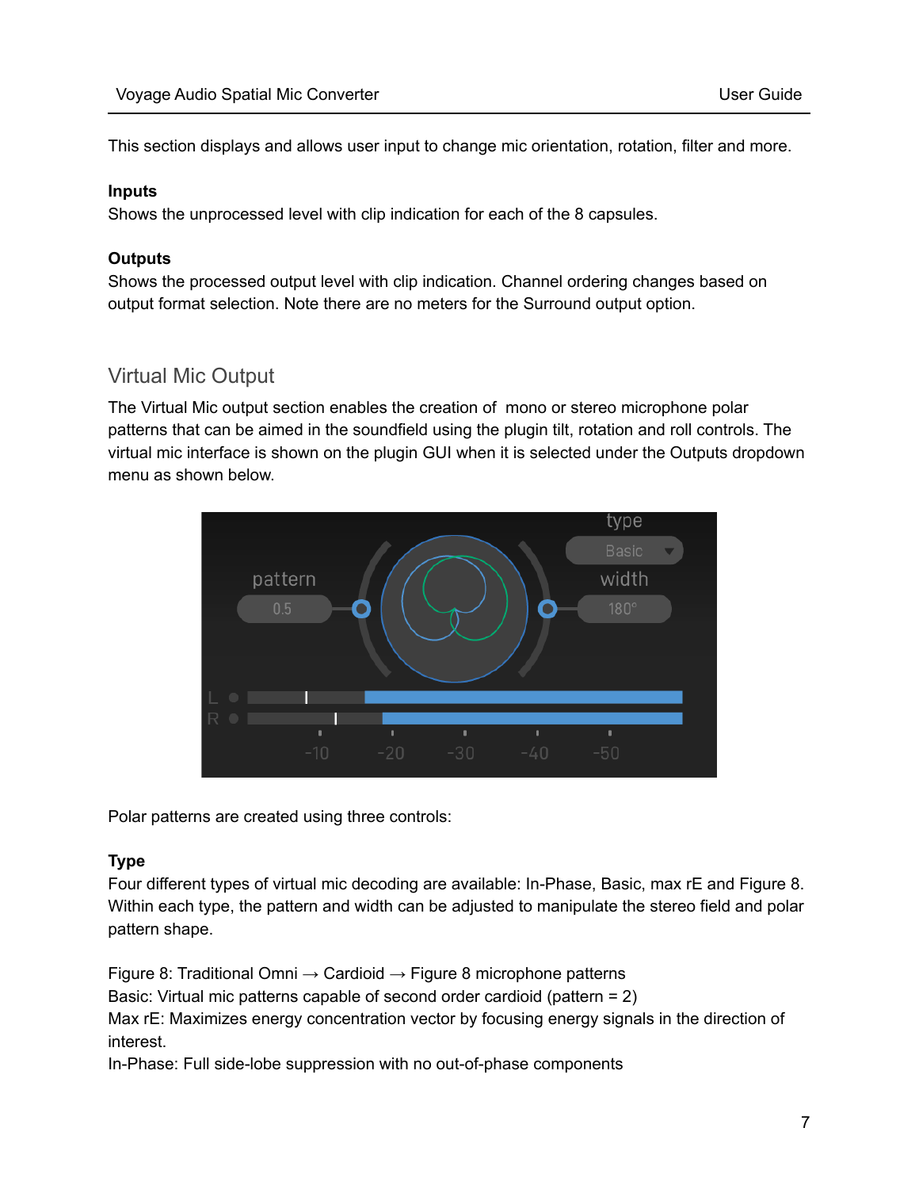This section displays and allows user input to change mic orientation, rotation, filter and more.

**Inputs**
Shows the unprocessed level with clip indication for each of the 8 capsules.

**Outputs**
Shows the processed output level with clip indication. Channel ordering changes based on output format selection. Note there are no meters for the Surround output option.

## Virtual Mic Output

The Virtual Mic output section enables the creation of mono or stereo microphone polar patterns that can be aimed in the soundfield using the plugin tilt, rotation and roll controls. The virtual mic interface is shown on the plugin GUI when it is selected under the Outputs dropdown menu as shown below.

Polar patterns are created using three controls:

**Type**
Four different types of virtual mic decoding are available: In-Phase, Basic, max rE and Figure 8. Within each type, the pattern and width can be adjusted to manipulate the stereo field and polar pattern shape.

Figure 8: Traditional Omni → Cardioid → Figure 8 microphone patterns
Basic: Virtual mic patterns capable of second order cardioid (pattern = 2)
Max rE: Maximizes energy concentration vector by focusing energy signals in the direction of interest.
In-Phase: Full side-lobe suppression with no out-of-phase components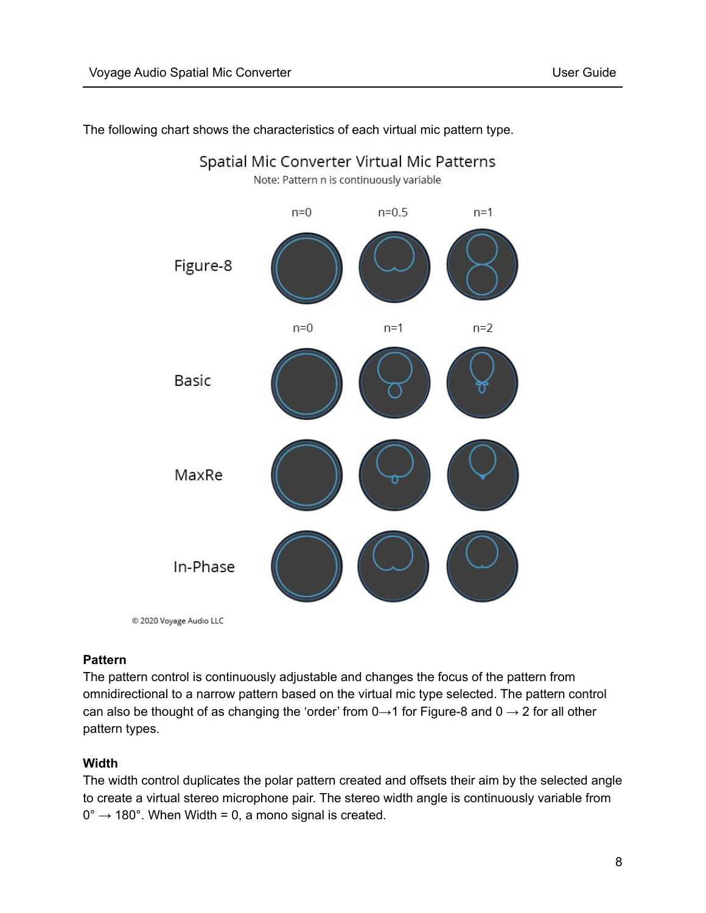The following chart shows the characteristics of each virtual mic pattern type.

Spatial Mic Converter Virtual Mic Patterns

Note: Pattern n is continuously variable

| | n=0 | n=0.5 | n=1 |
|---|---|---|---|
| Figure-8 | | | |

| | n=0 | n=1 | n=2 |
|---|---|---|---|
| Basic | | | |
| MaxRe | | | |
| In-Phase | | | |

© 2020 Voyage Audio LLC

**Pattern**

The pattern control is continuously adjustable and changes the focus of the pattern from omnidirectional to a narrow pattern based on the virtual mic type selected. The pattern control can also be thought of as changing the 'order' from 0→1 for Figure-8 and 0 → 2 for all other pattern types.

**Width**

The width control duplicates the polar pattern created and offsets their aim by the selected angle to create a virtual stereo microphone pair. The stereo width angle is continuously variable from 0° → 180°. When Width = 0, a mono signal is created.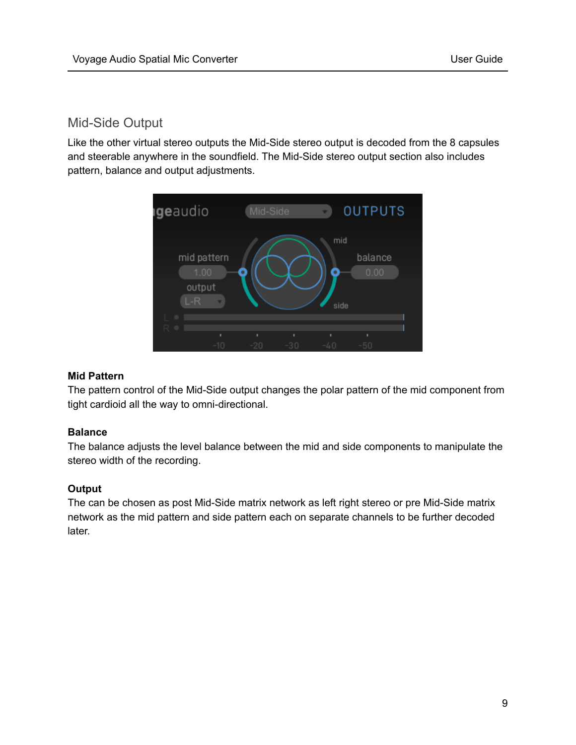## Mid-Side Output

Like the other virtual stereo outputs the Mid-Side stereo output is decoded from the 8 capsules and steerable anywhere in the soundfield. The Mid-Side stereo output section also includes pattern, balance and output adjustments.

**Mid Pattern**
The pattern control of the Mid-Side output changes the polar pattern of the mid component from tight cardioid all the way to omni-directional.

**Balance**
The balance adjusts the level balance between the mid and side components to manipulate the stereo width of the recording.

**Output**
The can be chosen as post Mid-Side matrix network as left right stereo or pre Mid-Side matrix network as the mid pattern and side pattern each on separate channels to be further decoded later.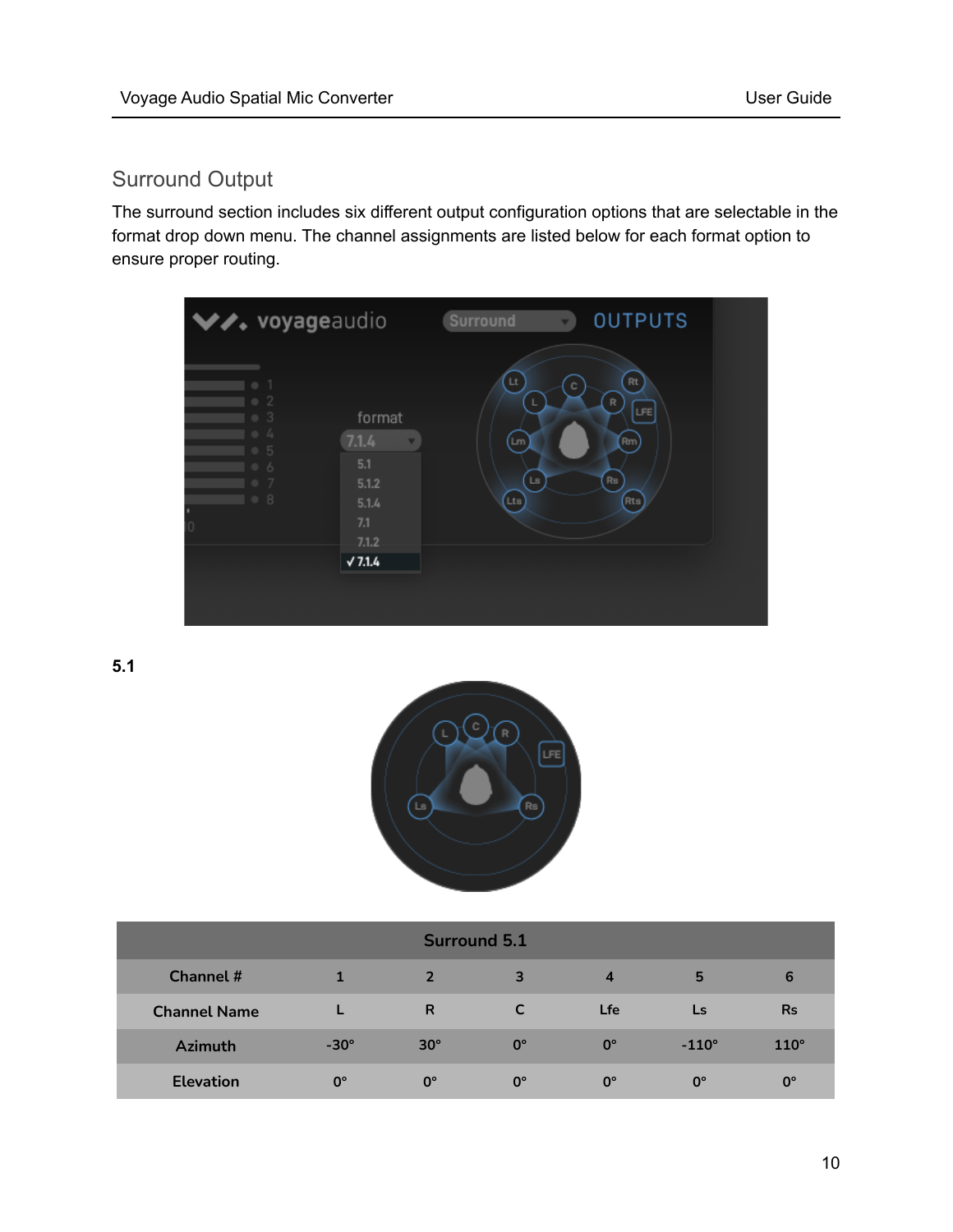## Surround Output

The surround section includes six different output configuration options that are selectable in the format drop down menu. The channel assignments are listed below for each format option to ensure proper routing.

**5.1**

| Surround 5.1 | | | | | | |
|---|---|---|---|---|---|---|
| Channel # | 1 | 2 | 3 | 4 | 5 | 6 |
| Channel Name | L | R | C | Lfe | Ls | Rs |
| Azimuth | -30° | 30° | 0° | 0° | -110° | 110° |
| Elevation | 0° | 0° | 0° | 0° | 0° | 0° |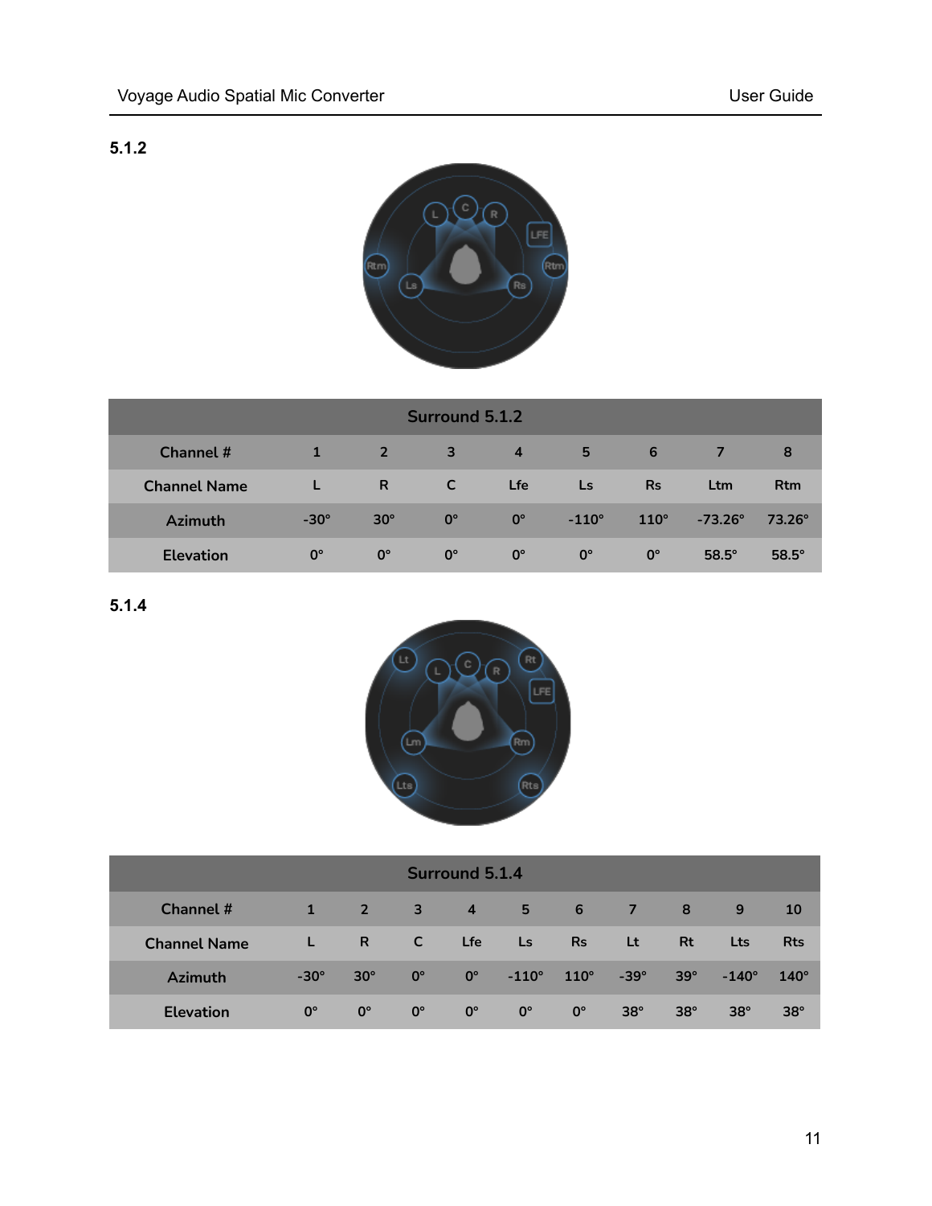### 5.1.2

| Surround 5.1.2 | | | | | | | | |
|---|---|---|---|---|---|---|---|---|
| Channel # | 1 | 2 | 3 | 4 | 5 | 6 | 7 | 8 |
| Channel Name | L | R | C | Lfe | Ls | Rs | Ltm | Rtm |
| Azimuth | -30° | 30° | 0° | 0° | -110° | 110° | -73.26° | 73.26° |
| Elevation | 0° | 0° | 0° | 0° | 0° | 0° | 58.5° | 58.5° |

### 5.1.4

| Surround 5.1.4 | | | | | | | | | | |
|---|---|---|---|---|---|---|---|---|---|---|
| Channel # | 1 | 2 | 3 | 4 | 5 | 6 | 7 | 8 | 9 | 10 |
| Channel Name | L | R | C | Lfe | Ls | Rs | Lt | Rt | Lts | Rts |
| Azimuth | -30° | 30° | 0° | 0° | -110° | 110° | -39° | 39° | -140° | 140° |
| Elevation | 0° | 0° | 0° | 0° | 0° | 0° | 38° | 38° | 38° | 38° |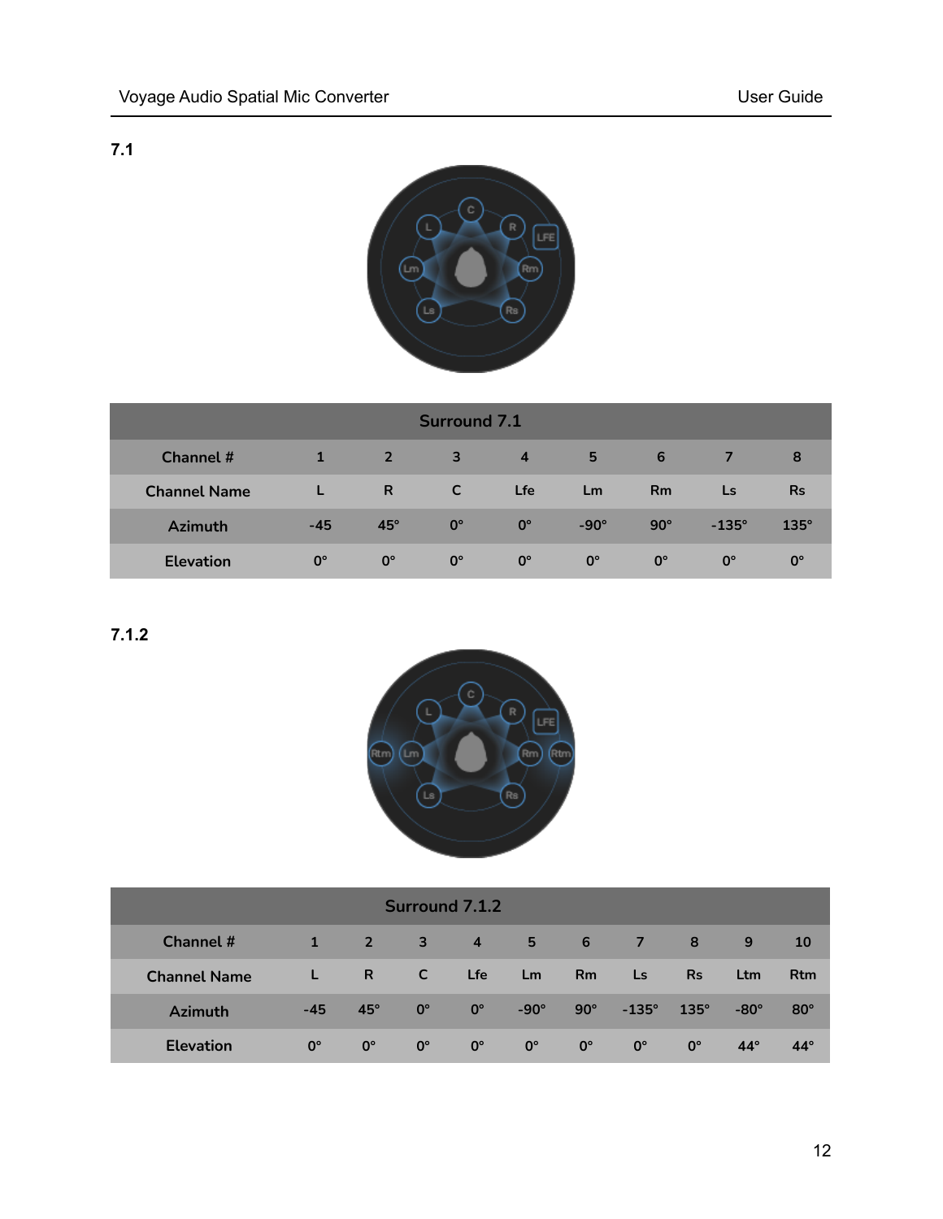## 7.1

| Surround 7.1 | | | | | | | | |
|---|---|---|---|---|---|---|---|---|
| Channel # | 1 | 2 | 3 | 4 | 5 | 6 | 7 | 8 |
| Channel Name | L | R | C | Lfe | Lm | Rm | Ls | Rs |
| Azimuth | -45 | 45° | 0° | 0° | -90° | 90° | -135° | 135° |
| Elevation | 0° | 0° | 0° | 0° | 0° | 0° | 0° | 0° |

## 7.1.2

| Surround 7.1.2 | | | | | | | | | | |
|---|---|---|---|---|---|---|---|---|---|---|
| Channel # | 1 | 2 | 3 | 4 | 5 | 6 | 7 | 8 | 9 | 10 |
| Channel Name | L | R | C | Lfe | Lm | Rm | Ls | Rs | Ltm | Rtm |
| Azimuth | -45 | 45° | 0° | 0° | -90° | 90° | -135° | 135° | -80° | 80° |
| Elevation | 0° | 0° | 0° | 0° | 0° | 0° | 0° | 0° | 44° | 44° |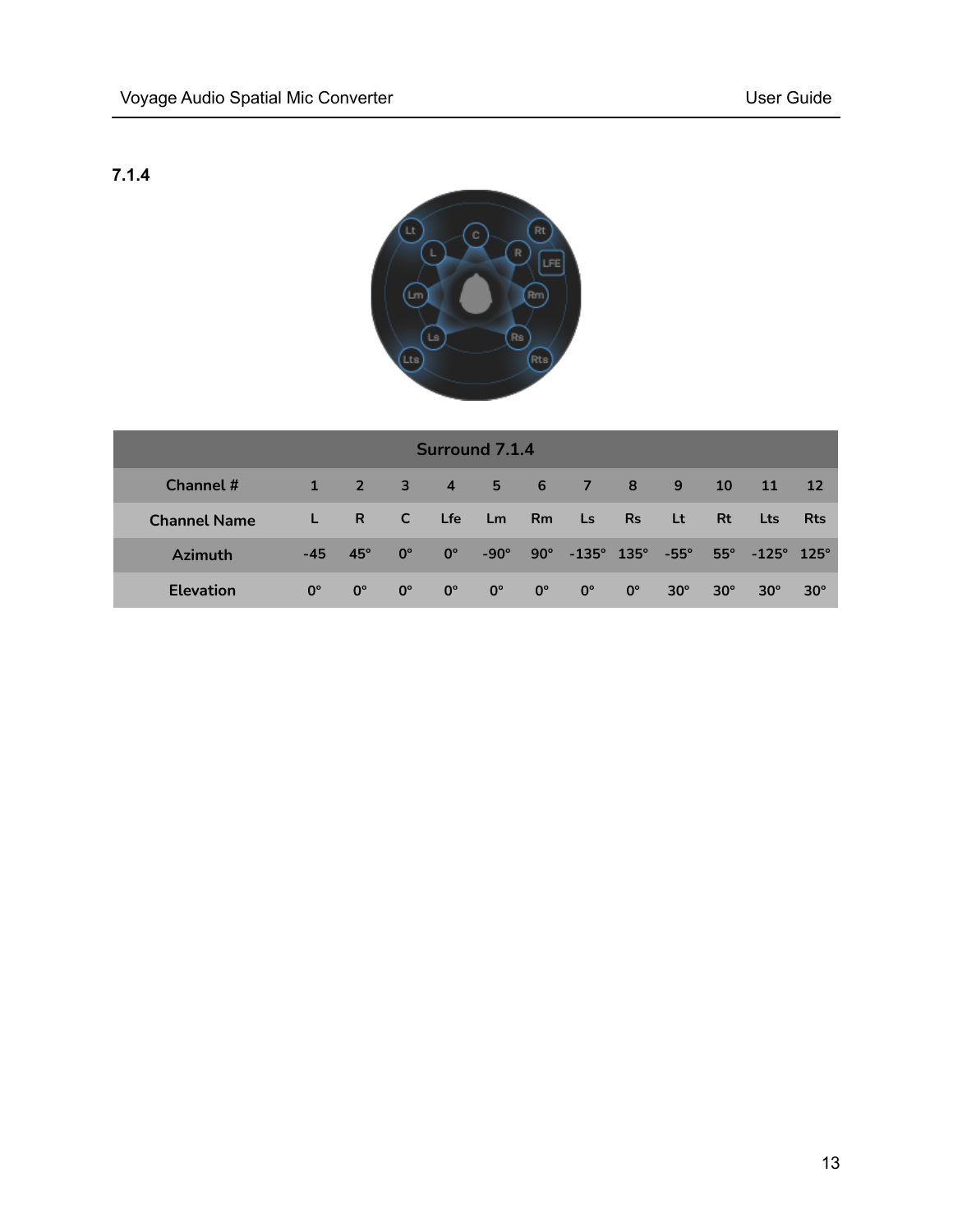### 7.1.4

| Surround 7.1.4 | | | | | | | | | | | | |
|---|---|---|---|---|---|---|---|---|---|---|---|---|
| Channel # | 1 | 2 | 3 | 4 | 5 | 6 | 7 | 8 | 9 | 10 | 11 | 12 |
| Channel Name | L | R | C | Lfe | Lm | Rm | Ls | Rs | Lt | Rt | Lts | Rts |
| Azimuth | -45 | 45° | 0° | 0° | -90° | 90° | -135° | 135° | -55° | 55° | -125° | 125° |
| Elevation | 0° | 0° | 0° | 0° | 0° | 0° | 0° | 0° | 30° | 30° | 30° | 30° |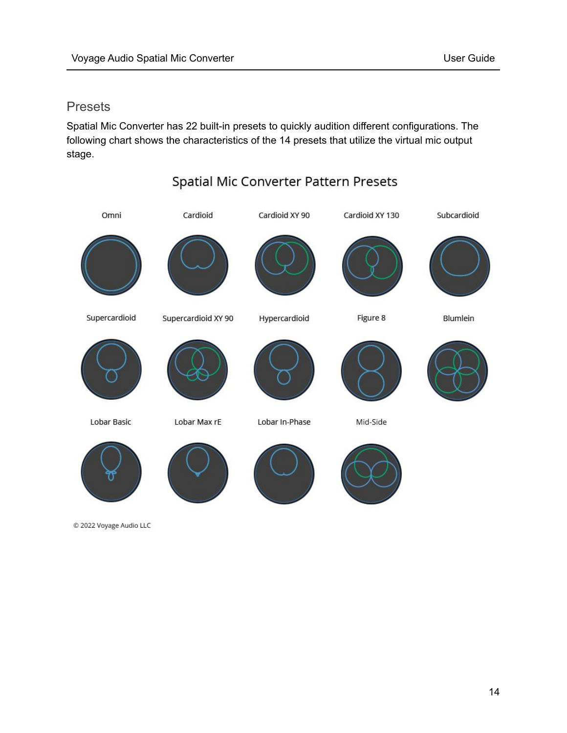## Presets

Spatial Mic Converter has 22 built-in presets to quickly audition different configurations. The following chart shows the characteristics of the 14 presets that utilize the virtual mic output stage.

Spatial Mic Converter Pattern Presets

Omni

Cardioid

Cardioid XY 90

Cardioid XY 130

Subcardioid

Supercardioid

Supercardioid XY 90

Hypercardioid

Figure 8

Blumlein

Lobar Basic

Lobar Max rE

Lobar In-Phase

Mid-Side

© 2022 Voyage Audio LLC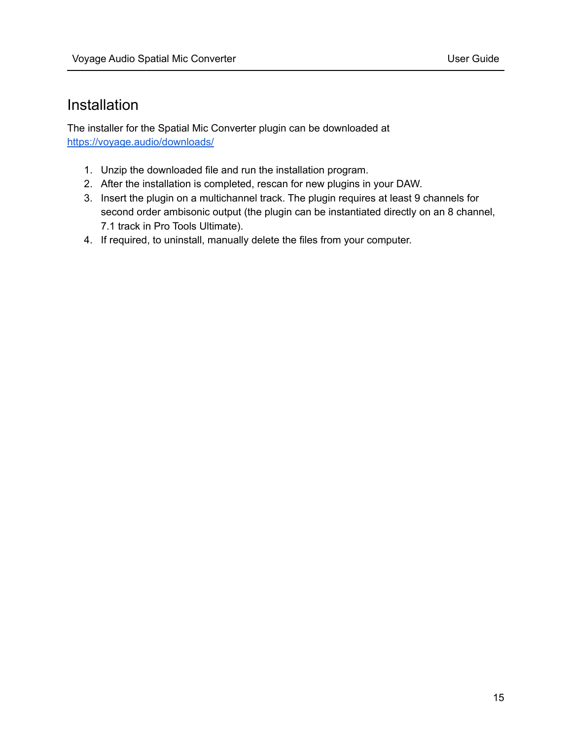# Installation

The installer for the Spatial Mic Converter plugin can be downloaded at [https://voyage.audio/downloads/](https://voyage.audio/downloads/)

1. Unzip the downloaded file and run the installation program.
2. After the installation is completed, rescan for new plugins in your DAW.
3. Insert the plugin on a multichannel track. The plugin requires at least 9 channels for second order ambisonic output (the plugin can be instantiated directly on an 8 channel, 7.1 track in Pro Tools Ultimate).
4. If required, to uninstall, manually delete the files from your computer.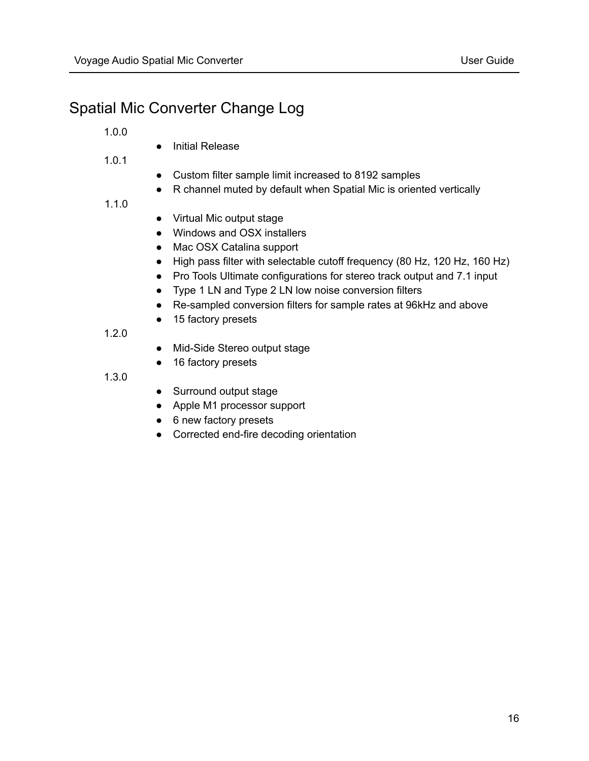# Spatial Mic Converter Change Log

1.0.0

- Initial Release

1.0.1

- Custom filter sample limit increased to 8192 samples
- R channel muted by default when Spatial Mic is oriented vertically

1.1.0

- Virtual Mic output stage
- Windows and OSX installers
- Mac OSX Catalina support
- High pass filter with selectable cutoff frequency (80 Hz, 120 Hz, 160 Hz)
- Pro Tools Ultimate configurations for stereo track output and 7.1 input
- Type 1 LN and Type 2 LN low noise conversion filters
- Re-sampled conversion filters for sample rates at 96kHz and above
- 15 factory presets

1.2.0

- Mid-Side Stereo output stage
- 16 factory presets

1.3.0

- Surround output stage
- Apple M1 processor support
- 6 new factory presets
- Corrected end-fire decoding orientation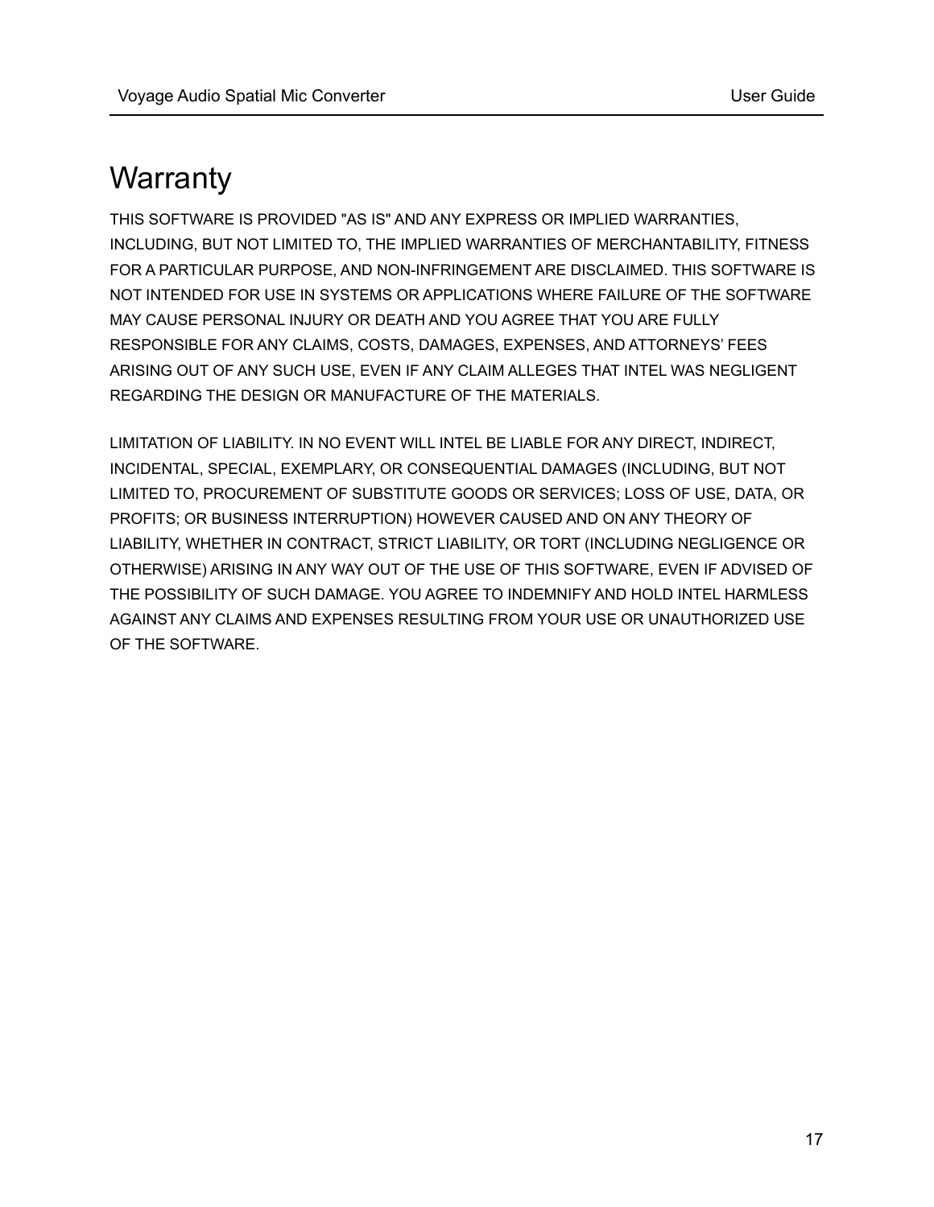# Warranty

THIS SOFTWARE IS PROVIDED "AS IS" AND ANY EXPRESS OR IMPLIED WARRANTIES, INCLUDING, BUT NOT LIMITED TO, THE IMPLIED WARRANTIES OF MERCHANTABILITY, FITNESS FOR A PARTICULAR PURPOSE, AND NON-INFRINGEMENT ARE DISCLAIMED. THIS SOFTWARE IS NOT INTENDED FOR USE IN SYSTEMS OR APPLICATIONS WHERE FAILURE OF THE SOFTWARE MAY CAUSE PERSONAL INJURY OR DEATH AND YOU AGREE THAT YOU ARE FULLY RESPONSIBLE FOR ANY CLAIMS, COSTS, DAMAGES, EXPENSES, AND ATTORNEYS' FEES ARISING OUT OF ANY SUCH USE, EVEN IF ANY CLAIM ALLEGES THAT INTEL WAS NEGLIGENT REGARDING THE DESIGN OR MANUFACTURE OF THE MATERIALS.

LIMITATION OF LIABILITY. IN NO EVENT WILL INTEL BE LIABLE FOR ANY DIRECT, INDIRECT, INCIDENTAL, SPECIAL, EXEMPLARY, OR CONSEQUENTIAL DAMAGES (INCLUDING, BUT NOT LIMITED TO, PROCUREMENT OF SUBSTITUTE GOODS OR SERVICES; LOSS OF USE, DATA, OR PROFITS; OR BUSINESS INTERRUPTION) HOWEVER CAUSED AND ON ANY THEORY OF LIABILITY, WHETHER IN CONTRACT, STRICT LIABILITY, OR TORT (INCLUDING NEGLIGENCE OR OTHERWISE) ARISING IN ANY WAY OUT OF THE USE OF THIS SOFTWARE, EVEN IF ADVISED OF THE POSSIBILITY OF SUCH DAMAGE. YOU AGREE TO INDEMNIFY AND HOLD INTEL HARMLESS AGAINST ANY CLAIMS AND EXPENSES RESULTING FROM YOUR USE OR UNAUTHORIZED USE OF THE SOFTWARE.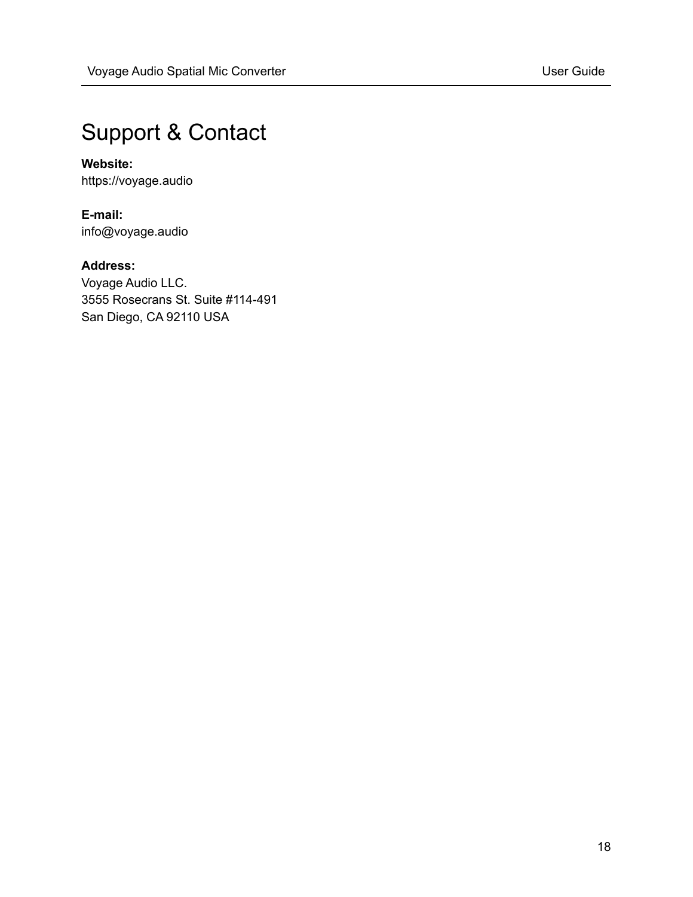# Support & Contact

**Website:**
https://voyage.audio

**E-mail:**
info@voyage.audio

**Address:**
Voyage Audio LLC.
3555 Rosecrans St. Suite #114-491
San Diego, CA 92110 USA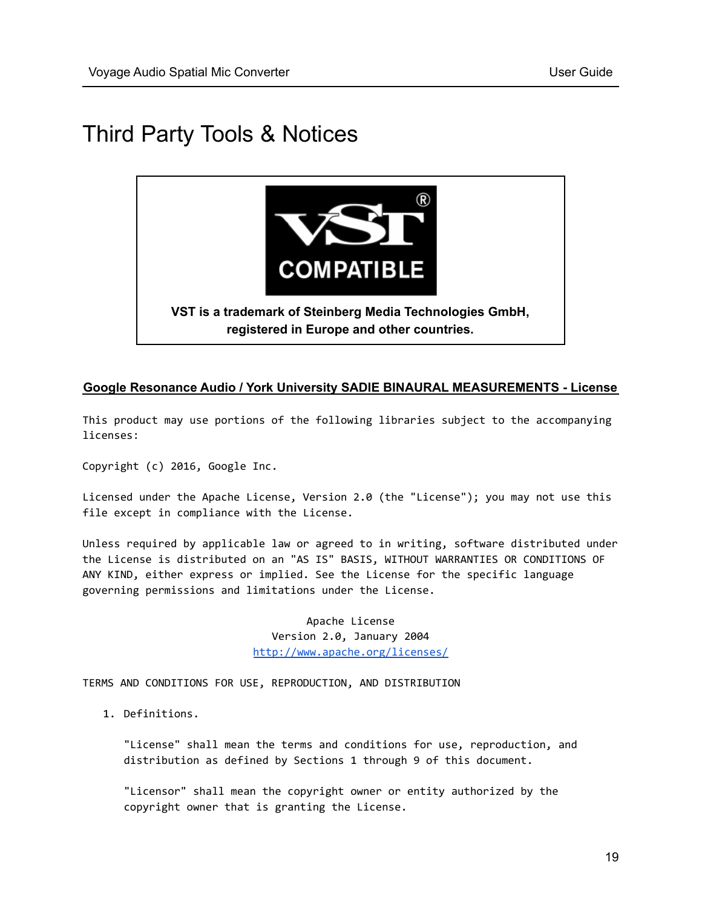# Third Party Tools & Notices

VST COMPATIBLE

**VST is a trademark of Steinberg Media Technologies GmbH, registered in Europe and other countries.**

**Google Resonance Audio / York University SADIE BINAURAL MEASUREMENTS - License**

This product may use portions of the following libraries subject to the accompanying licenses:

Copyright (c) 2016, Google Inc.

Licensed under the Apache License, Version 2.0 (the "License"); you may not use this file except in compliance with the License.

Unless required by applicable law or agreed to in writing, software distributed under the License is distributed on an "AS IS" BASIS, WITHOUT WARRANTIES OR CONDITIONS OF ANY KIND, either express or implied. See the License for the specific language governing permissions and limitations under the License.

Apache License
Version 2.0, January 2004
http://www.apache.org/licenses/

TERMS AND CONDITIONS FOR USE, REPRODUCTION, AND DISTRIBUTION

1. Definitions.

   "License" shall mean the terms and conditions for use, reproduction, and distribution as defined by Sections 1 through 9 of this document.

   "Licensor" shall mean the copyright owner or entity authorized by the copyright owner that is granting the License.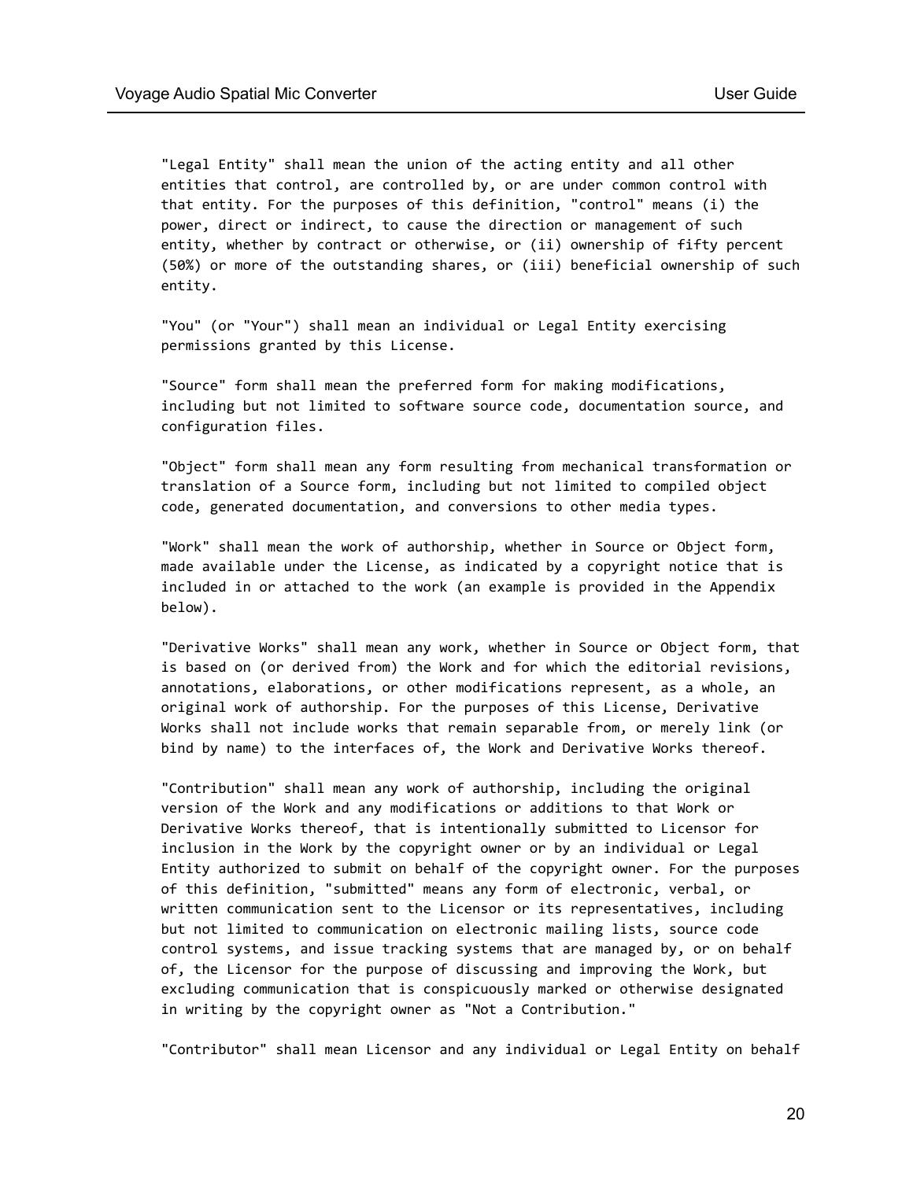"Legal Entity" shall mean the union of the acting entity and all other entities that control, are controlled by, or are under common control with that entity. For the purposes of this definition, "control" means (i) the power, direct or indirect, to cause the direction or management of such entity, whether by contract or otherwise, or (ii) ownership of fifty percent (50%) or more of the outstanding shares, or (iii) beneficial ownership of such entity.

"You" (or "Your") shall mean an individual or Legal Entity exercising permissions granted by this License.

"Source" form shall mean the preferred form for making modifications, including but not limited to software source code, documentation source, and configuration files.

"Object" form shall mean any form resulting from mechanical transformation or translation of a Source form, including but not limited to compiled object code, generated documentation, and conversions to other media types.

"Work" shall mean the work of authorship, whether in Source or Object form, made available under the License, as indicated by a copyright notice that is included in or attached to the work (an example is provided in the Appendix below).

"Derivative Works" shall mean any work, whether in Source or Object form, that is based on (or derived from) the Work and for which the editorial revisions, annotations, elaborations, or other modifications represent, as a whole, an original work of authorship. For the purposes of this License, Derivative Works shall not include works that remain separable from, or merely link (or bind by name) to the interfaces of, the Work and Derivative Works thereof.

"Contribution" shall mean any work of authorship, including the original version of the Work and any modifications or additions to that Work or Derivative Works thereof, that is intentionally submitted to Licensor for inclusion in the Work by the copyright owner or by an individual or Legal Entity authorized to submit on behalf of the copyright owner. For the purposes of this definition, "submitted" means any form of electronic, verbal, or written communication sent to the Licensor or its representatives, including but not limited to communication on electronic mailing lists, source code control systems, and issue tracking systems that are managed by, or on behalf of, the Licensor for the purpose of discussing and improving the Work, but excluding communication that is conspicuously marked or otherwise designated in writing by the copyright owner as "Not a Contribution."

"Contributor" shall mean Licensor and any individual or Legal Entity on behalf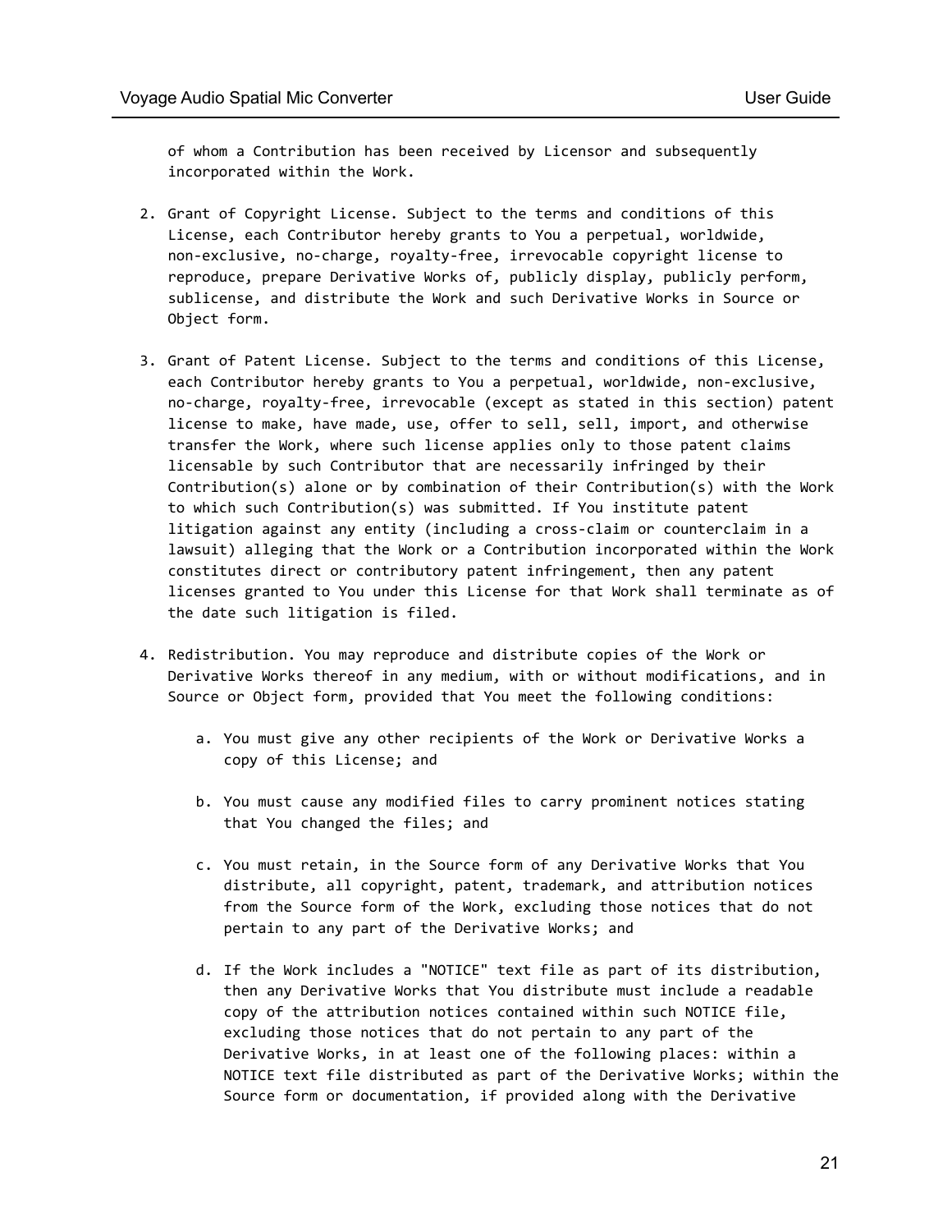of whom a Contribution has been received by Licensor and subsequently incorporated within the Work.

2. Grant of Copyright License. Subject to the terms and conditions of this License, each Contributor hereby grants to You a perpetual, worldwide, non-exclusive, no-charge, royalty-free, irrevocable copyright license to reproduce, prepare Derivative Works of, publicly display, publicly perform, sublicense, and distribute the Work and such Derivative Works in Source or Object form.

3. Grant of Patent License. Subject to the terms and conditions of this License, each Contributor hereby grants to You a perpetual, worldwide, non-exclusive, no-charge, royalty-free, irrevocable (except as stated in this section) patent license to make, have made, use, offer to sell, sell, import, and otherwise transfer the Work, where such license applies only to those patent claims licensable by such Contributor that are necessarily infringed by their Contribution(s) alone or by combination of their Contribution(s) with the Work to which such Contribution(s) was submitted. If You institute patent litigation against any entity (including a cross-claim or counterclaim in a lawsuit) alleging that the Work or a Contribution incorporated within the Work constitutes direct or contributory patent infringement, then any patent licenses granted to You under this License for that Work shall terminate as of the date such litigation is filed.

4. Redistribution. You may reproduce and distribute copies of the Work or Derivative Works thereof in any medium, with or without modifications, and in Source or Object form, provided that You meet the following conditions:

    a. You must give any other recipients of the Work or Derivative Works a copy of this License; and

    b. You must cause any modified files to carry prominent notices stating that You changed the files; and

    c. You must retain, in the Source form of any Derivative Works that You distribute, all copyright, patent, trademark, and attribution notices from the Source form of the Work, excluding those notices that do not pertain to any part of the Derivative Works; and

    d. If the Work includes a "NOTICE" text file as part of its distribution, then any Derivative Works that You distribute must include a readable copy of the attribution notices contained within such NOTICE file, excluding those notices that do not pertain to any part of the Derivative Works, in at least one of the following places: within a NOTICE text file distributed as part of the Derivative Works; within the Source form or documentation, if provided along with the Derivative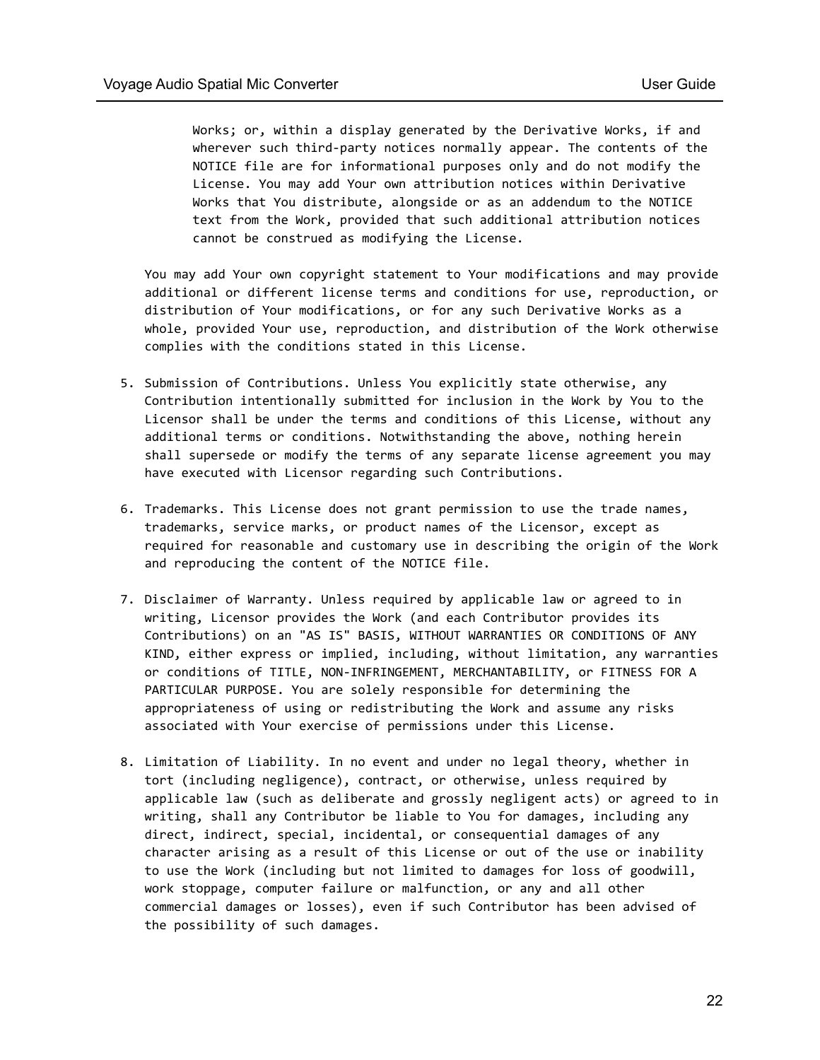Works; or, within a display generated by the Derivative Works, if and wherever such third-party notices normally appear. The contents of the NOTICE file are for informational purposes only and do not modify the License. You may add Your own attribution notices within Derivative Works that You distribute, alongside or as an addendum to the NOTICE text from the Work, provided that such additional attribution notices cannot be construed as modifying the License.

You may add Your own copyright statement to Your modifications and may provide additional or different license terms and conditions for use, reproduction, or distribution of Your modifications, or for any such Derivative Works as a whole, provided Your use, reproduction, and distribution of the Work otherwise complies with the conditions stated in this License.

5. Submission of Contributions. Unless You explicitly state otherwise, any Contribution intentionally submitted for inclusion in the Work by You to the Licensor shall be under the terms and conditions of this License, without any additional terms or conditions. Notwithstanding the above, nothing herein shall supersede or modify the terms of any separate license agreement you may have executed with Licensor regarding such Contributions.

6. Trademarks. This License does not grant permission to use the trade names, trademarks, service marks, or product names of the Licensor, except as required for reasonable and customary use in describing the origin of the Work and reproducing the content of the NOTICE file.

7. Disclaimer of Warranty. Unless required by applicable law or agreed to in writing, Licensor provides the Work (and each Contributor provides its Contributions) on an "AS IS" BASIS, WITHOUT WARRANTIES OR CONDITIONS OF ANY KIND, either express or implied, including, without limitation, any warranties or conditions of TITLE, NON-INFRINGEMENT, MERCHANTABILITY, or FITNESS FOR A PARTICULAR PURPOSE. You are solely responsible for determining the appropriateness of using or redistributing the Work and assume any risks associated with Your exercise of permissions under this License.

8. Limitation of Liability. In no event and under no legal theory, whether in tort (including negligence), contract, or otherwise, unless required by applicable law (such as deliberate and grossly negligent acts) or agreed to in writing, shall any Contributor be liable to You for damages, including any direct, indirect, special, incidental, or consequential damages of any character arising as a result of this License or out of the use or inability to use the Work (including but not limited to damages for loss of goodwill, work stoppage, computer failure or malfunction, or any and all other commercial damages or losses), even if such Contributor has been advised of the possibility of such damages.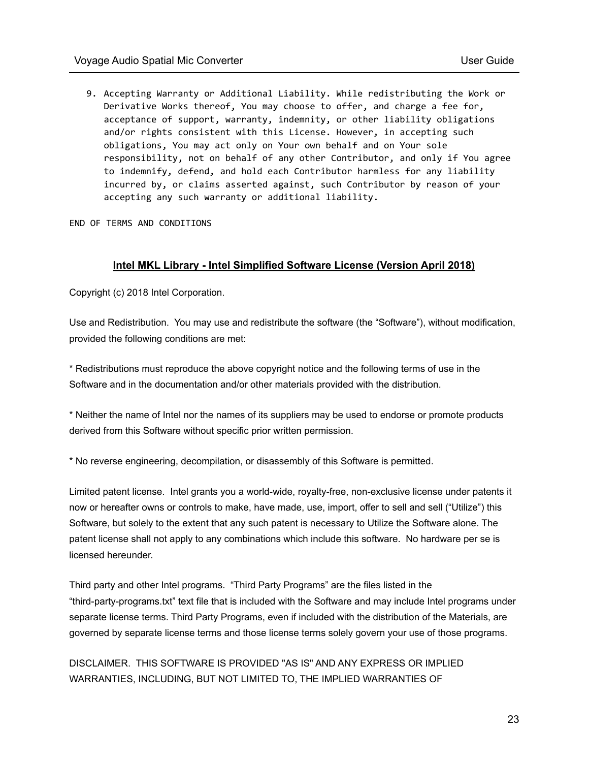9. Accepting Warranty or Additional Liability. While redistributing the Work or Derivative Works thereof, You may choose to offer, and charge a fee for, acceptance of support, warranty, indemnity, or other liability obligations and/or rights consistent with this License. However, in accepting such obligations, You may act only on Your own behalf and on Your sole responsibility, not on behalf of any other Contributor, and only if You agree to indemnify, defend, and hold each Contributor harmless for any liability incurred by, or claims asserted against, such Contributor by reason of your accepting any such warranty or additional liability.

END OF TERMS AND CONDITIONS

## Intel MKL Library - Intel Simplified Software License (Version April 2018)

Copyright (c) 2018 Intel Corporation.

Use and Redistribution. You may use and redistribute the software (the "Software"), without modification, provided the following conditions are met:

* Redistributions must reproduce the above copyright notice and the following terms of use in the Software and in the documentation and/or other materials provided with the distribution.

* Neither the name of Intel nor the names of its suppliers may be used to endorse or promote products derived from this Software without specific prior written permission.

* No reverse engineering, decompilation, or disassembly of this Software is permitted.

Limited patent license. Intel grants you a world-wide, royalty-free, non-exclusive license under patents it now or hereafter owns or controls to make, have made, use, import, offer to sell and sell ("Utilize") this Software, but solely to the extent that any such patent is necessary to Utilize the Software alone. The patent license shall not apply to any combinations which include this software. No hardware per se is licensed hereunder.

Third party and other Intel programs. "Third Party Programs" are the files listed in the "third-party-programs.txt" text file that is included with the Software and may include Intel programs under separate license terms. Third Party Programs, even if included with the distribution of the Materials, are governed by separate license terms and those license terms solely govern your use of those programs.

DISCLAIMER. THIS SOFTWARE IS PROVIDED "AS IS" AND ANY EXPRESS OR IMPLIED WARRANTIES, INCLUDING, BUT NOT LIMITED TO, THE IMPLIED WARRANTIES OF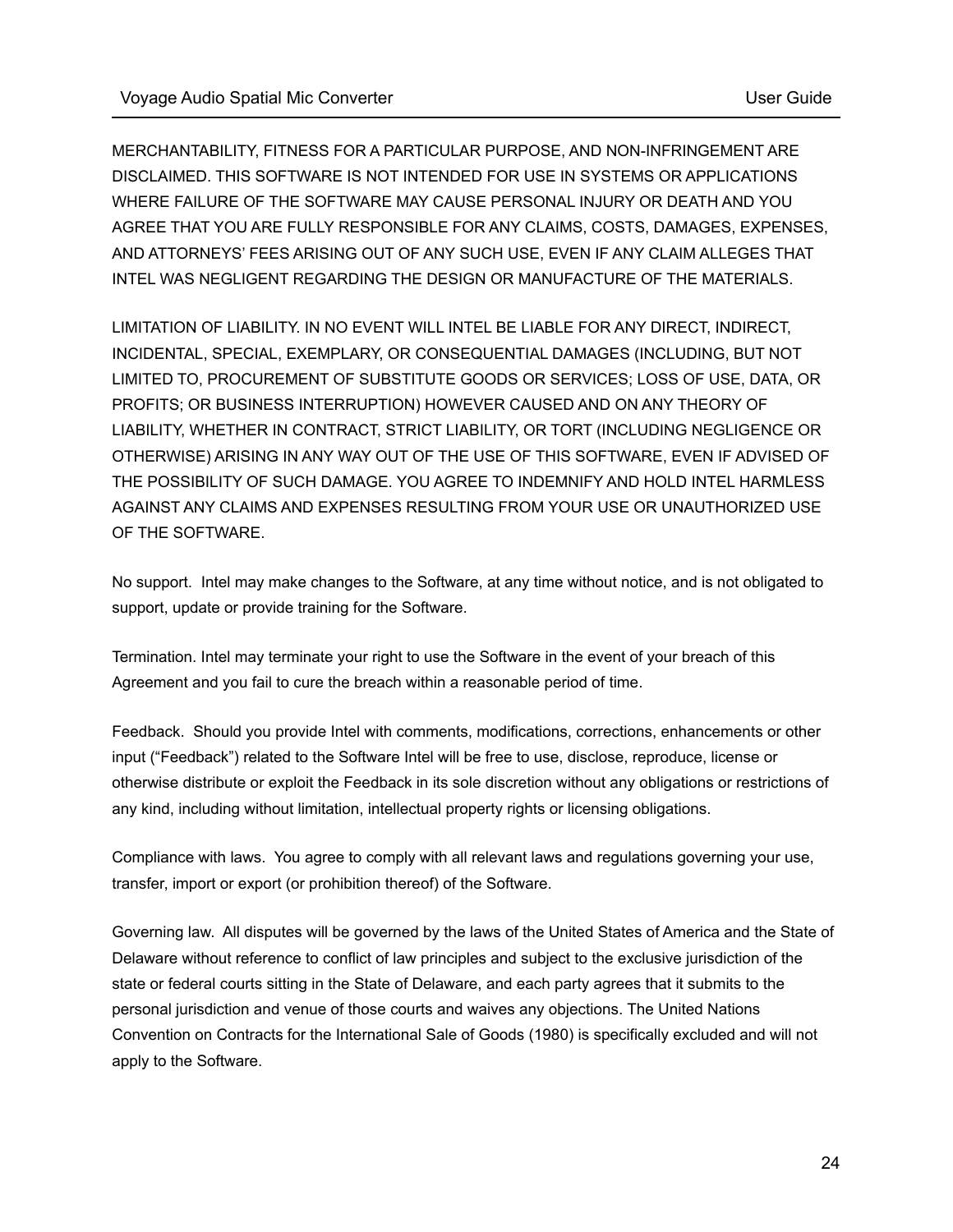MERCHANTABILITY, FITNESS FOR A PARTICULAR PURPOSE, AND NON-INFRINGEMENT ARE DISCLAIMED. THIS SOFTWARE IS NOT INTENDED FOR USE IN SYSTEMS OR APPLICATIONS WHERE FAILURE OF THE SOFTWARE MAY CAUSE PERSONAL INJURY OR DEATH AND YOU AGREE THAT YOU ARE FULLY RESPONSIBLE FOR ANY CLAIMS, COSTS, DAMAGES, EXPENSES, AND ATTORNEYS' FEES ARISING OUT OF ANY SUCH USE, EVEN IF ANY CLAIM ALLEGES THAT INTEL WAS NEGLIGENT REGARDING THE DESIGN OR MANUFACTURE OF THE MATERIALS.

LIMITATION OF LIABILITY. IN NO EVENT WILL INTEL BE LIABLE FOR ANY DIRECT, INDIRECT, INCIDENTAL, SPECIAL, EXEMPLARY, OR CONSEQUENTIAL DAMAGES (INCLUDING, BUT NOT LIMITED TO, PROCUREMENT OF SUBSTITUTE GOODS OR SERVICES; LOSS OF USE, DATA, OR PROFITS; OR BUSINESS INTERRUPTION) HOWEVER CAUSED AND ON ANY THEORY OF LIABILITY, WHETHER IN CONTRACT, STRICT LIABILITY, OR TORT (INCLUDING NEGLIGENCE OR OTHERWISE) ARISING IN ANY WAY OUT OF THE USE OF THIS SOFTWARE, EVEN IF ADVISED OF THE POSSIBILITY OF SUCH DAMAGE. YOU AGREE TO INDEMNIFY AND HOLD INTEL HARMLESS AGAINST ANY CLAIMS AND EXPENSES RESULTING FROM YOUR USE OR UNAUTHORIZED USE OF THE SOFTWARE.

No support. Intel may make changes to the Software, at any time without notice, and is not obligated to support, update or provide training for the Software.

Termination. Intel may terminate your right to use the Software in the event of your breach of this Agreement and you fail to cure the breach within a reasonable period of time.

Feedback. Should you provide Intel with comments, modifications, corrections, enhancements or other input ("Feedback") related to the Software Intel will be free to use, disclose, reproduce, license or otherwise distribute or exploit the Feedback in its sole discretion without any obligations or restrictions of any kind, including without limitation, intellectual property rights or licensing obligations.

Compliance with laws. You agree to comply with all relevant laws and regulations governing your use, transfer, import or export (or prohibition thereof) of the Software.

Governing law. All disputes will be governed by the laws of the United States of America and the State of Delaware without reference to conflict of law principles and subject to the exclusive jurisdiction of the state or federal courts sitting in the State of Delaware, and each party agrees that it submits to the personal jurisdiction and venue of those courts and waives any objections. The United Nations Convention on Contracts for the International Sale of Goods (1980) is specifically excluded and will not apply to the Software.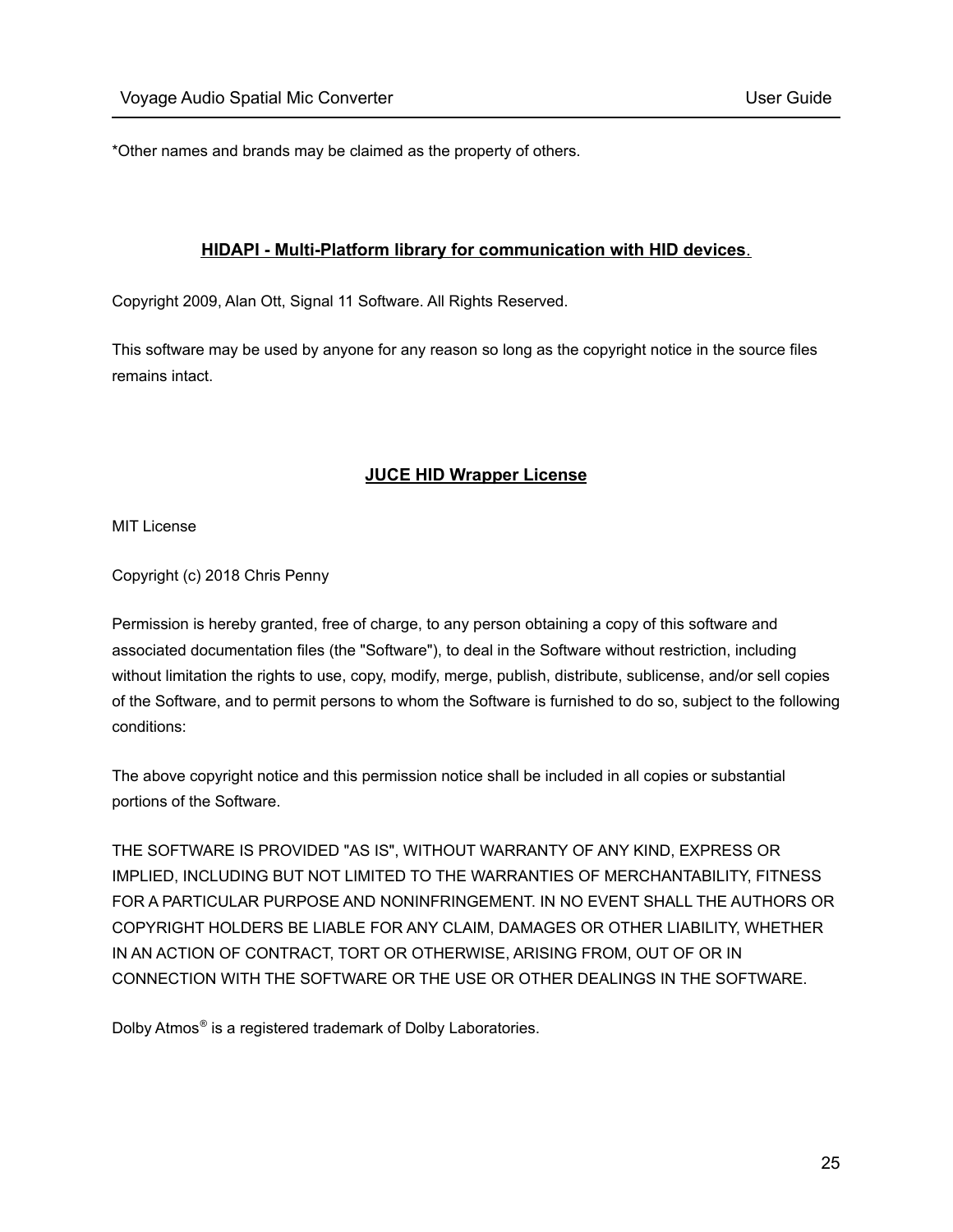*Other names and brands may be claimed as the property of others.

## HIDAPI - Multi-Platform library for communication with HID devices.

Copyright 2009, Alan Ott, Signal 11 Software. All Rights Reserved.

This software may be used by anyone for any reason so long as the copyright notice in the source files remains intact.

## JUCE HID Wrapper License

MIT License

Copyright (c) 2018 Chris Penny

Permission is hereby granted, free of charge, to any person obtaining a copy of this software and associated documentation files (the "Software"), to deal in the Software without restriction, including without limitation the rights to use, copy, modify, merge, publish, distribute, sublicense, and/or sell copies of the Software, and to permit persons to whom the Software is furnished to do so, subject to the following conditions:

The above copyright notice and this permission notice shall be included in all copies or substantial portions of the Software.

THE SOFTWARE IS PROVIDED "AS IS", WITHOUT WARRANTY OF ANY KIND, EXPRESS OR IMPLIED, INCLUDING BUT NOT LIMITED TO THE WARRANTIES OF MERCHANTABILITY, FITNESS FOR A PARTICULAR PURPOSE AND NONINFRINGEMENT. IN NO EVENT SHALL THE AUTHORS OR COPYRIGHT HOLDERS BE LIABLE FOR ANY CLAIM, DAMAGES OR OTHER LIABILITY, WHETHER IN AN ACTION OF CONTRACT, TORT OR OTHERWISE, ARISING FROM, OUT OF OR IN CONNECTION WITH THE SOFTWARE OR THE USE OR OTHER DEALINGS IN THE SOFTWARE.

Dolby Atmos® is a registered trademark of Dolby Laboratories.